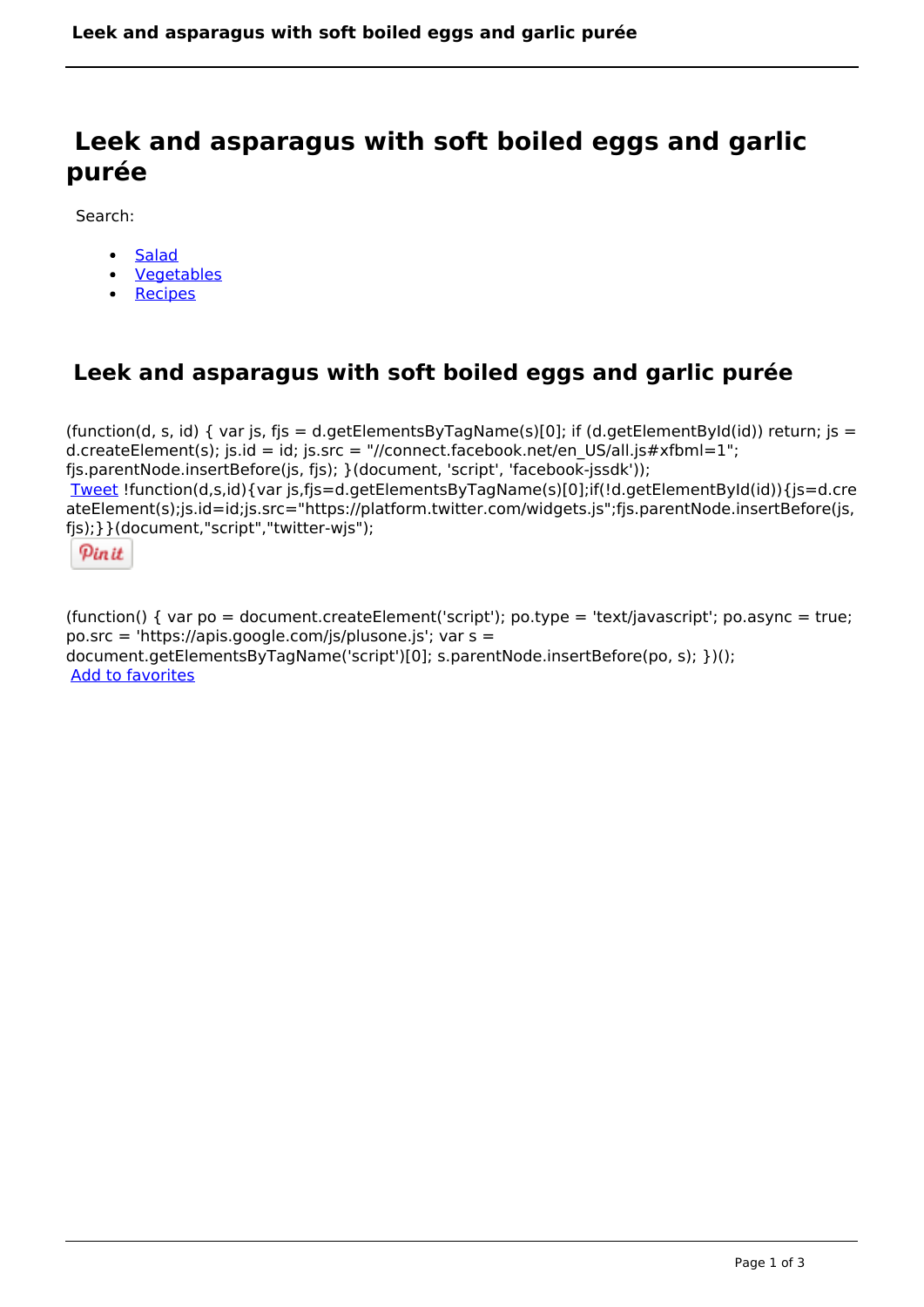# Leek and asparagus with soft boiled eggs and garlic purée

Search:

- Salad
- Vegetables
- Recipes

## Leek and asparagus with soft boiled eggs and garlic purée

(function(d, s, id) { var js, fjs = d.getElementsByTagName(s)[0]; if (d.getElementById(id)) return; js = d.createElement(s); js.id = id; js.src = "//connect.facebook.net/en_US/all.js#xfbml=1"; fjs.parentNode.insertBefore(js, fjs); }(document, 'script', 'facebook-jssdk'));
Tweet !function(d,s,id){var js,fjs=d.getElementsByTagName(s)[0];if(!d.getElementById(id)){js=d.createElement(s);js.id=id;js.src="https://platform.twitter.com/widgets.js";fjs.parentNode.insertBefore(js,fjs);}}(document,"script","twitter-wjs");

Pin it

(function() { var po = document.createElement('script'); po.type = 'text/javascript'; po.async = true; po.src = 'https://apis.google.com/js/plusone.js'; var s = document.getElementsByTagName('script')[0]; s.parentNode.insertBefore(po, s); })();
Add to favorites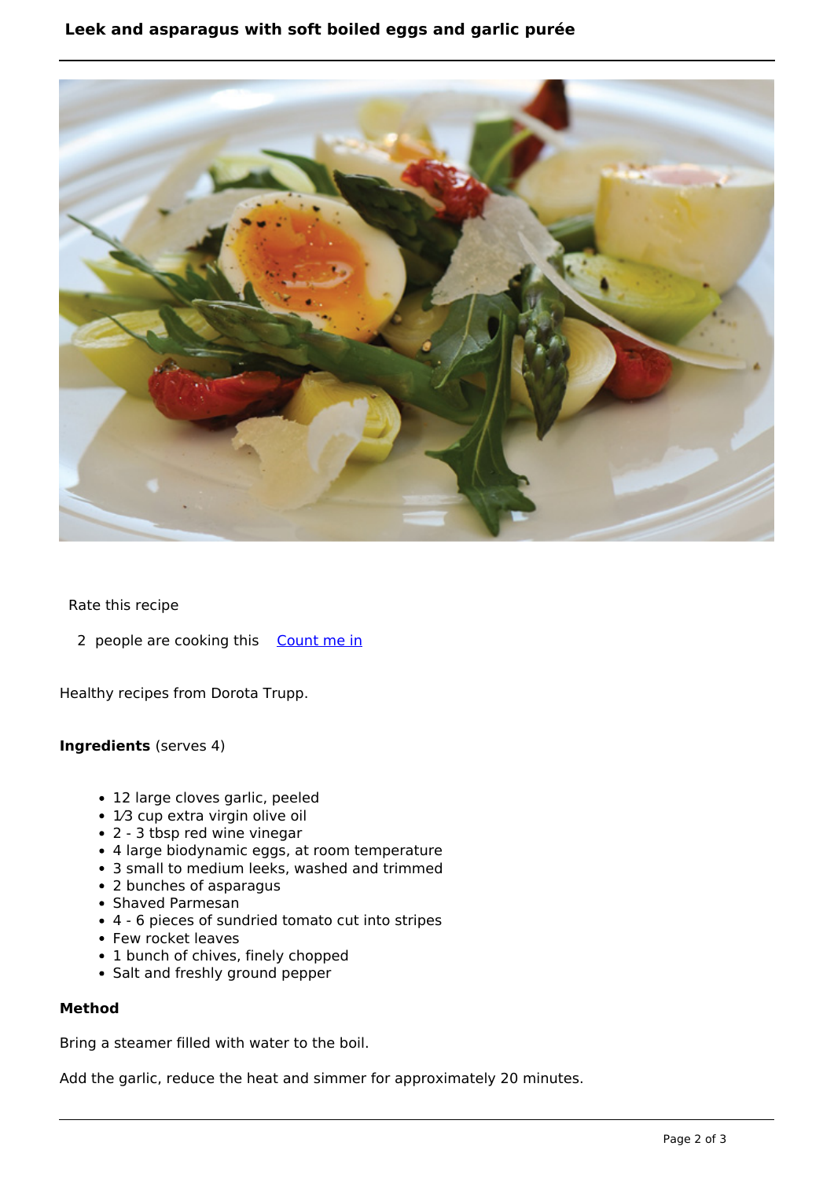# Leek and asparagus with soft boiled eggs and garlic purée

Rate this recipe

2 people are cooking this Count me in

Healthy recipes from Dorota Trupp.

**Ingredients** (serves 4)

- 12 large cloves garlic, peeled
- 1⁄3 cup extra virgin olive oil
- 2 - 3 tbsp red wine vinegar
- 4 large biodynamic eggs, at room temperature
- 3 small to medium leeks, washed and trimmed
- 2 bunches of asparagus
- Shaved Parmesan
- 4 - 6 pieces of sundried tomato cut into stripes
- Few rocket leaves
- 1 bunch of chives, finely chopped
- Salt and freshly ground pepper

**Method**

Bring a steamer filled with water to the boil.

Add the garlic, reduce the heat and simmer for approximately 20 minutes.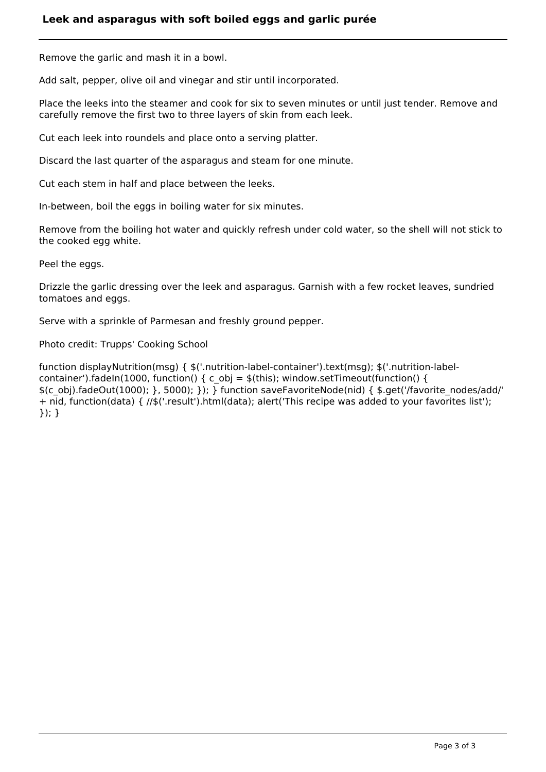Remove the garlic and mash it in a bowl.

Add salt, pepper, olive oil and vinegar and stir until incorporated.

Place the leeks into the steamer and cook for six to seven minutes or until just tender. Remove and carefully remove the first two to three layers of skin from each leek.

Cut each leek into roundels and place onto a serving platter.

Discard the last quarter of the asparagus and steam for one minute.

Cut each stem in half and place between the leeks.

In-between, boil the eggs in boiling water for six minutes.

Remove from the boiling hot water and quickly refresh under cold water, so the shell will not stick to the cooked egg white.

Peel the eggs.

Drizzle the garlic dressing over the leek and asparagus. Garnish with a few rocket leaves, sundried tomatoes and eggs.

Serve with a sprinkle of Parmesan and freshly ground pepper.

Photo credit: Trupps' Cooking School

```
function displayNutrition(msg) { $('.nutrition-label-container').text(msg); $('.nutrition-label-container').fadeIn(1000, function() { c_obj = $(this); window.setTimeout(function() { $(c_obj).fadeOut(1000); }, 5000); }); } function saveFavoriteNode(nid) { $.get('/favorite_nodes/add/' + nid, function(data) { //$('.result').html(data); alert('This recipe was added to your favorites list'); }); }
```